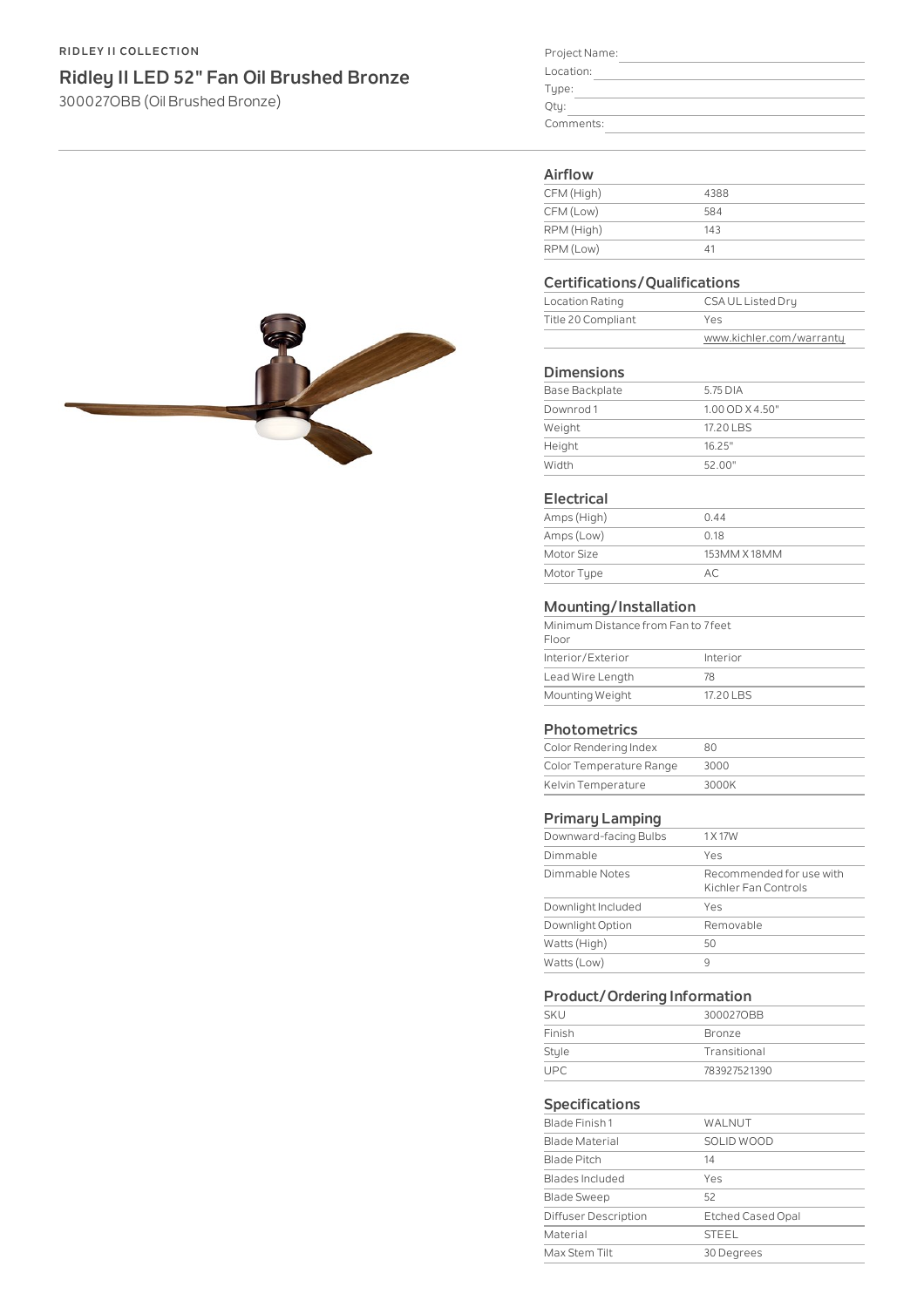RIDLEY II COLLECTION

# Ridley II LED 52" Fan Oil Brushed Bronze

300027OBB (Oil Brushed Bronze)

Project Name:

Location:

Type:

Qty:

Comments:

## Airflow

| | |
|---|---|
| CFM (High) | 4388 |
| CFM (Low) | 584 |
| RPM (High) | 143 |
| RPM (Low) | 41 |

## Certifications/Qualifications

| | |
|---|---|
| Location Rating | CSA UL Listed Dry |
| Title 20 Compliant | Yes |
| | www.kichler.com/warranty |

## Dimensions

| | |
|---|---|
| Base Backplate | 5.75 DIA |
| Downrod 1 | 1.00 OD X 4.50" |
| Weight | 17.20 LBS |
| Height | 16.25" |
| Width | 52.00" |

## Electrical

| | |
|---|---|
| Amps (High) | 0.44 |
| Amps (Low) | 0.18 |
| Motor Size | 153MM X 18MM |
| Motor Type | AC |

## Mounting/Installation

| | |
|---|---|
| Minimum Distance from Fan to Floor | 7 feet |
| Interior/Exterior | Interior |
| Lead Wire Length | 78 |
| Mounting Weight | 17.20 LBS |

## Photometrics

| | |
|---|---|
| Color Rendering Index | 80 |
| Color Temperature Range | 3000 |
| Kelvin Temperature | 3000K |

## Primary Lamping

| | |
|---|---|
| Downward-facing Bulbs | 1 X 17W |
| Dimmable | Yes |
| Dimmable Notes | Recommended for use with Kichler Fan Controls |
| Downlight Included | Yes |
| Downlight Option | Removable |
| Watts (High) | 50 |
| Watts (Low) | 9 |

## Product/Ordering Information

| | |
|---|---|
| SKU | 300027OBB |
| Finish | Bronze |
| Style | Transitional |
| UPC | 783927521390 |

## Specifications

| | |
|---|---|
| Blade Finish 1 | WALNUT |
| Blade Material | SOLID WOOD |
| Blade Pitch | 14 |
| Blades Included | Yes |
| Blade Sweep | 52 |
| Diffuser Description | Etched Cased Opal |
| Material | STEEL |
| Max Stem Tilt | 30 Degrees |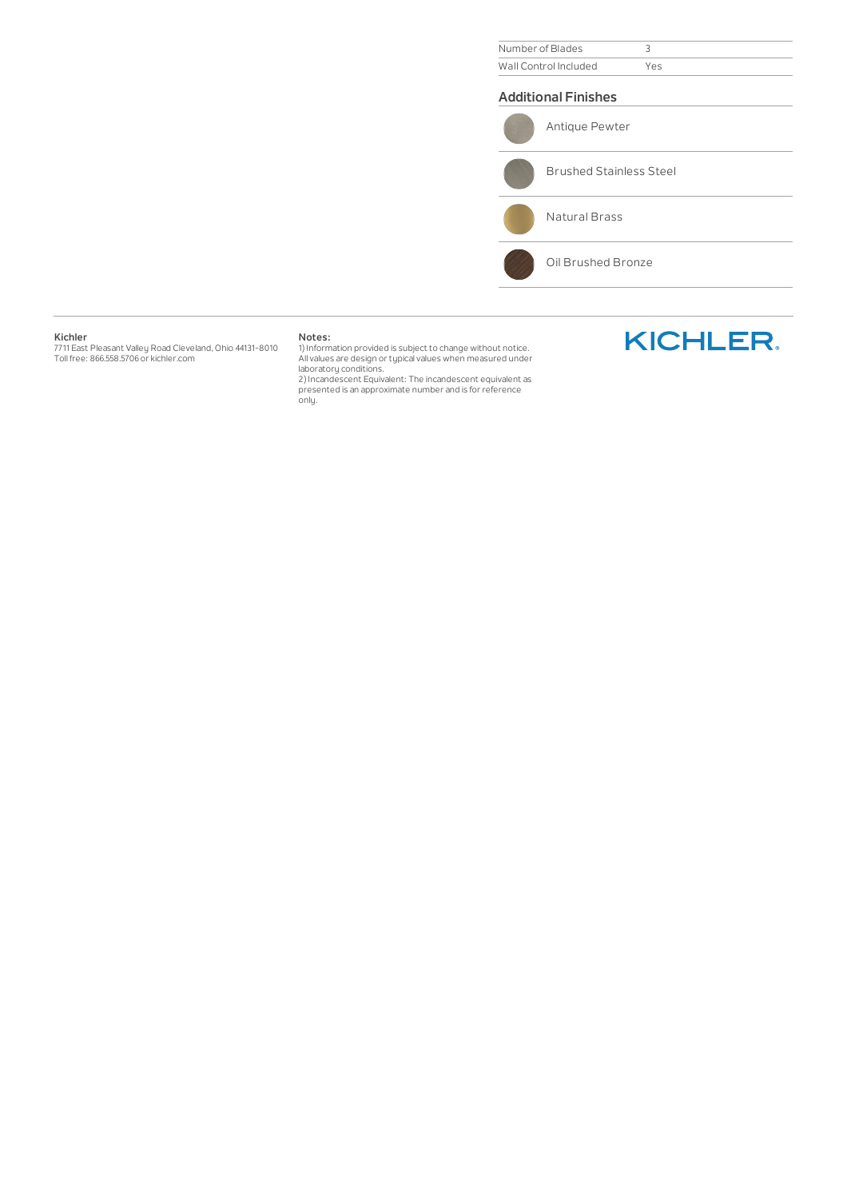| | |
|---|---|
| Number of Blades | 3 |
| Wall Control Included | Yes |

## Additional Finishes

Antique Pewter

Brushed Stainless Steel

Natural Brass

Oil Brushed Bronze

**Kichler**
7711 East Pleasant Valley Road Cleveland, Ohio 44131-8010
Toll free: 866.558.5706 or kichler.com

**Notes:**
1) Information provided is subject to change without notice. All values are design or typical values when measured under laboratory conditions.
2) Incandescent Equivalent: The incandescent equivalent as presented is an approximate number and is for reference only.

KICHLER.